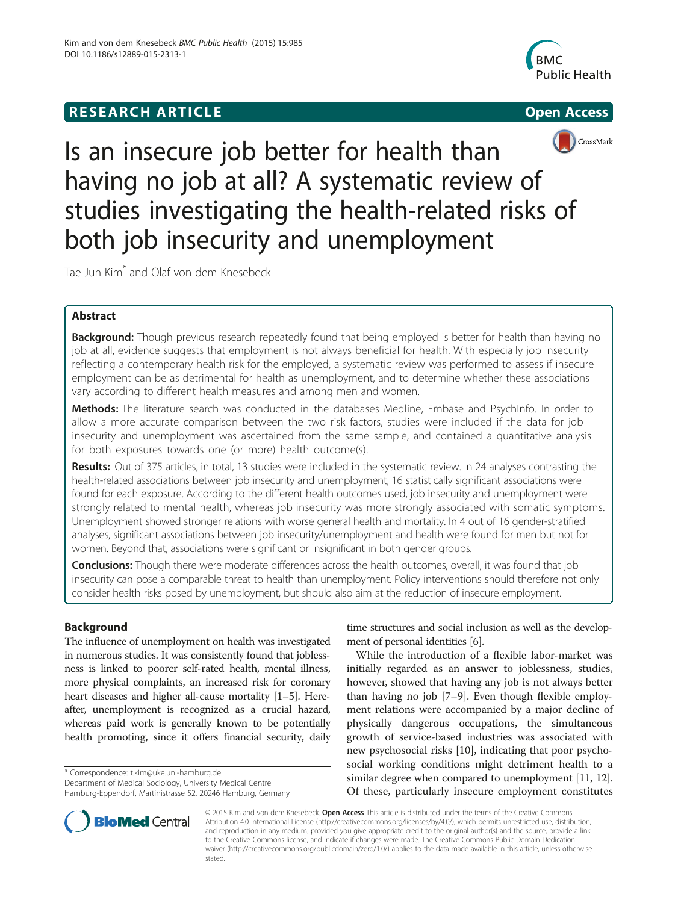**RESEARCH ARTICLE** **Open Access**

# Is an insecure job better for health than having no job at all? A systematic review of studies investigating the health-related risks of both job insecurity and unemployment

Tae Jun Kim* and Olaf von dem Knesebeck

## Abstract

**Background:** Though previous research repeatedly found that being employed is better for health than having no job at all, evidence suggests that employment is not always beneficial for health. With especially job insecurity reflecting a contemporary health risk for the employed, a systematic review was performed to assess if insecure employment can be as detrimental for health as unemployment, and to determine whether these associations vary according to different health measures and among men and women.

**Methods:** The literature search was conducted in the databases Medline, Embase and PsychInfo. In order to allow a more accurate comparison between the two risk factors, studies were included if the data for job insecurity and unemployment was ascertained from the same sample, and contained a quantitative analysis for both exposures towards one (or more) health outcome(s).

**Results:** Out of 375 articles, in total, 13 studies were included in the systematic review. In 24 analyses contrasting the health-related associations between job insecurity and unemployment, 16 statistically significant associations were found for each exposure. According to the different health outcomes used, job insecurity and unemployment were strongly related to mental health, whereas job insecurity was more strongly associated with somatic symptoms. Unemployment showed stronger relations with worse general health and mortality. In 4 out of 16 gender-stratified analyses, significant associations between job insecurity/unemployment and health were found for men but not for women. Beyond that, associations were significant or insignificant in both gender groups.

**Conclusions:** Though there were moderate differences across the health outcomes, overall, it was found that job insecurity can pose a comparable threat to health than unemployment. Policy interventions should therefore not only consider health risks posed by unemployment, but should also aim at the reduction of insecure employment.

## Background

The influence of unemployment on health was investigated in numerous studies. It was consistently found that joblessness is linked to poorer self-rated health, mental illness, more physical complaints, an increased risk for coronary heart diseases and higher all-cause mortality [1–5]. Hereafter, unemployment is recognized as a crucial hazard, whereas paid work is generally known to be potentially health promoting, since it offers financial security, daily time structures and social inclusion as well as the development of personal identities [6].

While the introduction of a flexible labor-market was initially regarded as an answer to joblessness, studies, however, showed that having any job is not always better than having no job [7–9]. Even though flexible employment relations were accompanied by a major decline of physically dangerous occupations, the simultaneous growth of service-based industries was associated with new psychosocial risks [10], indicating that poor psychosocial working conditions might detriment health to a similar degree when compared to unemployment [11, 12]. Of these, particularly insecure employment constitutes

\* Correspondence: t.kim@uke.uni-hamburg.de
Department of Medical Sociology, University Medical Centre Hamburg-Eppendorf, Martinistrasse 52, 20246 Hamburg, Germany

© 2015 Kim and von dem Knesebeck. **Open Access** This article is distributed under the terms of the Creative Commons Attribution 4.0 International License (http://creativecommons.org/licenses/by/4.0/), which permits unrestricted use, distribution, and reproduction in any medium, provided you give appropriate credit to the original author(s) and the source, provide a link to the Creative Commons license, and indicate if changes were made. The Creative Commons Public Domain Dedication waiver (http://creativecommons.org/publicdomain/zero/1.0/) applies to the data made available in this article, unless otherwise stated.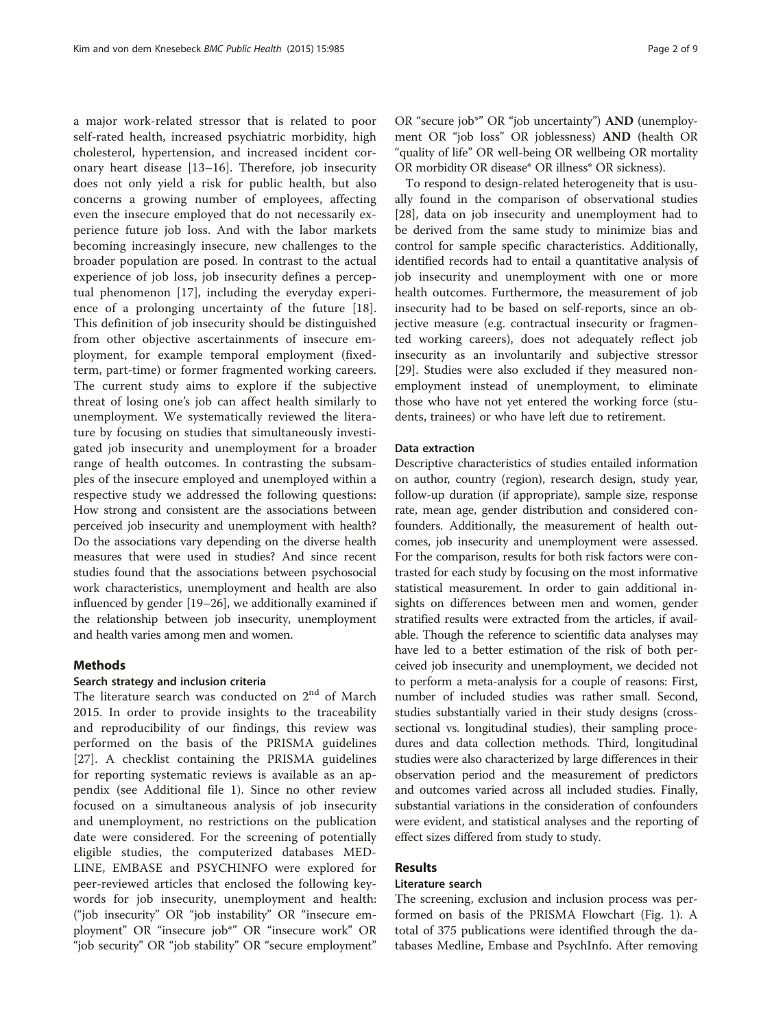a major work-related stressor that is related to poor self-rated health, increased psychiatric morbidity, high cholesterol, hypertension, and increased incident coronary heart disease [13–16]. Therefore, job insecurity does not only yield a risk for public health, but also concerns a growing number of employees, affecting even the insecure employed that do not necessarily experience future job loss. And with the labor markets becoming increasingly insecure, new challenges to the broader population are posed. In contrast to the actual experience of job loss, job insecurity defines a perceptual phenomenon [17], including the everyday experience of a prolonging uncertainty of the future [18]. This definition of job insecurity should be distinguished from other objective ascertainments of insecure employment, for example temporal employment (fixed-term, part-time) or former fragmented working careers. The current study aims to explore if the subjective threat of losing one's job can affect health similarly to unemployment. We systematically reviewed the literature by focusing on studies that simultaneously investigated job insecurity and unemployment for a broader range of health outcomes. In contrasting the subsamples of the insecure employed and unemployed within a respective study we addressed the following questions: How strong and consistent are the associations between perceived job insecurity and unemployment with health? Do the associations vary depending on the diverse health measures that were used in studies? And since recent studies found that the associations between psychosocial work characteristics, unemployment and health are also influenced by gender [19–26], we additionally examined if the relationship between job insecurity, unemployment and health varies among men and women.

## Methods

### Search strategy and inclusion criteria

The literature search was conducted on 2[nd] of March 2015. In order to provide insights to the traceability and reproducibility of our findings, this review was performed on the basis of the PRISMA guidelines [27]. A checklist containing the PRISMA guidelines for reporting systematic reviews is available as an appendix (see Additional file 1). Since no other review focused on a simultaneous analysis of job insecurity and unemployment, no restrictions on the publication date were considered. For the screening of potentially eligible studies, the computerized databases MEDLINE, EMBASE and PSYCHINFO were explored for peer-reviewed articles that enclosed the following keywords for job insecurity, unemployment and health: ("job insecurity" OR "job instability" OR "insecure employment" OR "insecure job*" OR "insecure work" OR "job security" OR "job stability" OR "secure employment" OR "secure job*" OR "job uncertainty") **AND** (unemployment OR "job loss" OR joblessness) **AND** (health OR "quality of life" OR well-being OR wellbeing OR mortality OR morbidity OR disease* OR illness* OR sickness).

To respond to design-related heterogeneity that is usually found in the comparison of observational studies [28], data on job insecurity and unemployment had to be derived from the same study to minimize bias and control for sample specific characteristics. Additionally, identified records had to entail a quantitative analysis of job insecurity and unemployment with one or more health outcomes. Furthermore, the measurement of job insecurity had to be based on self-reports, since an objective measure (e.g. contractual insecurity or fragmented working careers), does not adequately reflect job insecurity as an involuntarily and subjective stressor [29]. Studies were also excluded if they measured non-employment instead of unemployment, to eliminate those who have not yet entered the working force (students, trainees) or who have left due to retirement.

### Data extraction

Descriptive characteristics of studies entailed information on author, country (region), research design, study year, follow-up duration (if appropriate), sample size, response rate, mean age, gender distribution and considered confounders. Additionally, the measurement of health outcomes, job insecurity and unemployment were assessed. For the comparison, results for both risk factors were contrasted for each study by focusing on the most informative statistical measurement. In order to gain additional insights on differences between men and women, gender stratified results were extracted from the articles, if available. Though the reference to scientific data analyses may have led to a better estimation of the risk of both perceived job insecurity and unemployment, we decided not to perform a meta-analysis for a couple of reasons: First, number of included studies was rather small. Second, studies substantially varied in their study designs (cross-sectional vs. longitudinal studies), their sampling procedures and data collection methods. Third, longitudinal studies were also characterized by large differences in their observation period and the measurement of predictors and outcomes varied across all included studies. Finally, substantial variations in the consideration of confounders were evident, and statistical analyses and the reporting of effect sizes differed from study to study.

## Results

### Literature search

The screening, exclusion and inclusion process was performed on basis of the PRISMA Flowchart (Fig. 1). A total of 375 publications were identified through the databases Medline, Embase and PsychInfo. After removing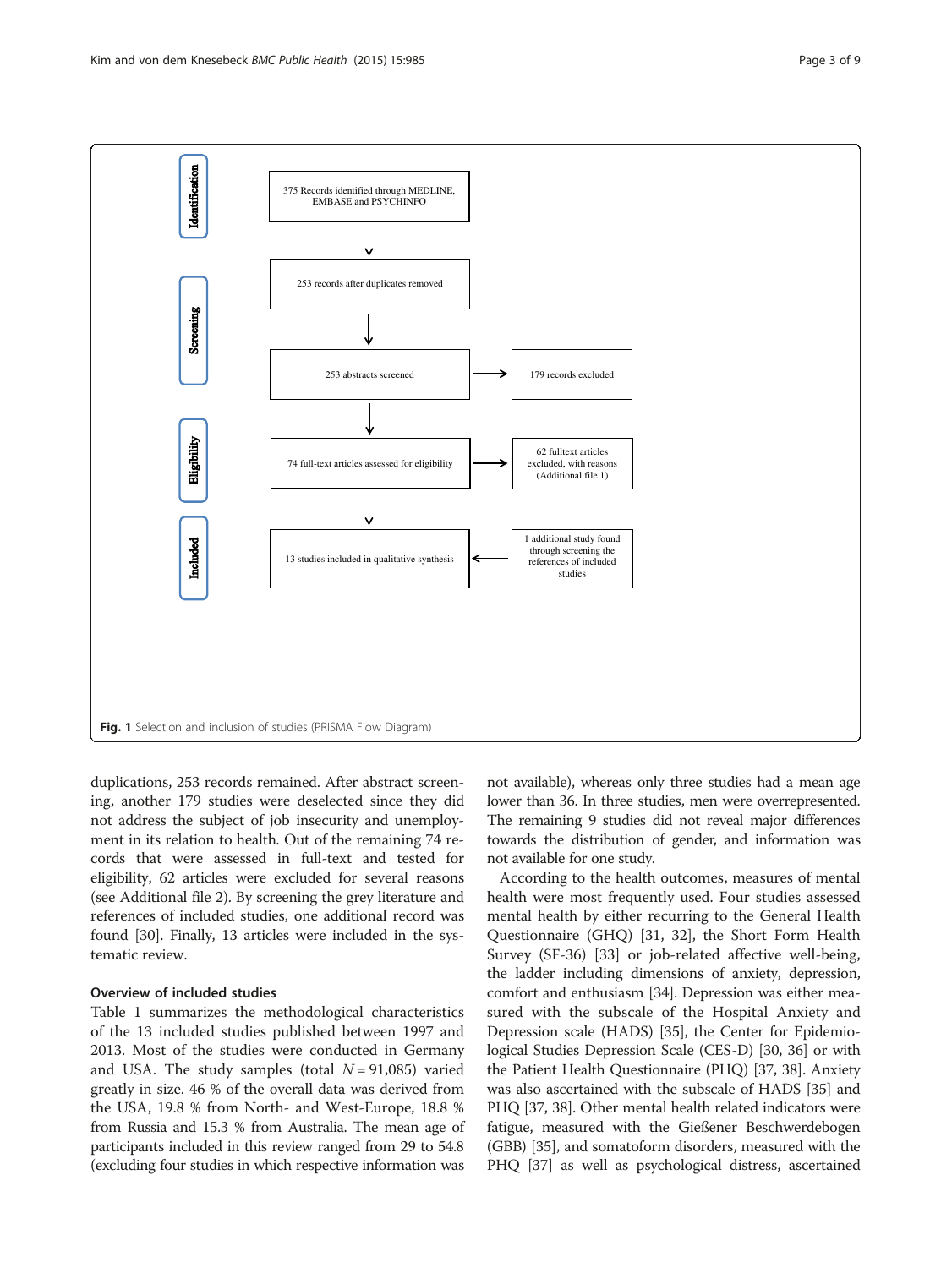375 Records identified through MEDLINE, EMBASE and PSYCHINFO

253 records after duplicates removed

253 abstracts screened

179 records excluded

74 full-text articles assessed for eligibility

62 fulltext articles excluded, with reasons (Additional file 1)

13 studies included in qualitative synthesis

1 additional study found through screening the references of included studies

Identification — Screening — Eligibility — Included

**Fig. 1** Selection and inclusion of studies (PRISMA Flow Diagram)

duplications, 253 records remained. After abstract screening, another 179 studies were deselected since they did not address the subject of job insecurity and unemployment in its relation to health. Out of the remaining 74 records that were assessed in full-text and tested for eligibility, 62 articles were excluded for several reasons (see Additional file 2). By screening the grey literature and references of included studies, one additional record was found [30]. Finally, 13 articles were included in the systematic review.

### Overview of included studies

Table 1 summarizes the methodological characteristics of the 13 included studies published between 1997 and 2013. Most of the studies were conducted in Germany and USA. The study samples (total $N = 91,085$) varied greatly in size. 46 % of the overall data was derived from the USA, 19.8 % from North- and West-Europe, 18.8 % from Russia and 15.3 % from Australia. The mean age of participants included in this review ranged from 29 to 54.8 (excluding four studies in which respective information was not available), whereas only three studies had a mean age lower than 36. In three studies, men were overrepresented. The remaining 9 studies did not reveal major differences towards the distribution of gender, and information was not available for one study.

According to the health outcomes, measures of mental health were most frequently used. Four studies assessed mental health by either recurring to the General Health Questionnaire (GHQ) [31, 32], the Short Form Health Survey (SF-36) [33] or job-related affective well-being, the ladder including dimensions of anxiety, depression, comfort and enthusiasm [34]. Depression was either measured with the subscale of the Hospital Anxiety and Depression scale (HADS) [35], the Center for Epidemiological Studies Depression Scale (CES-D) [30, 36] or with the Patient Health Questionnaire (PHQ) [37, 38]. Anxiety was also ascertained with the subscale of HADS [35] and PHQ [37, 38]. Other mental health related indicators were fatigue, measured with the Gießener Beschwerdebogen (GBB) [35], and somatoform disorders, measured with the PHQ [37] as well as psychological distress, ascertained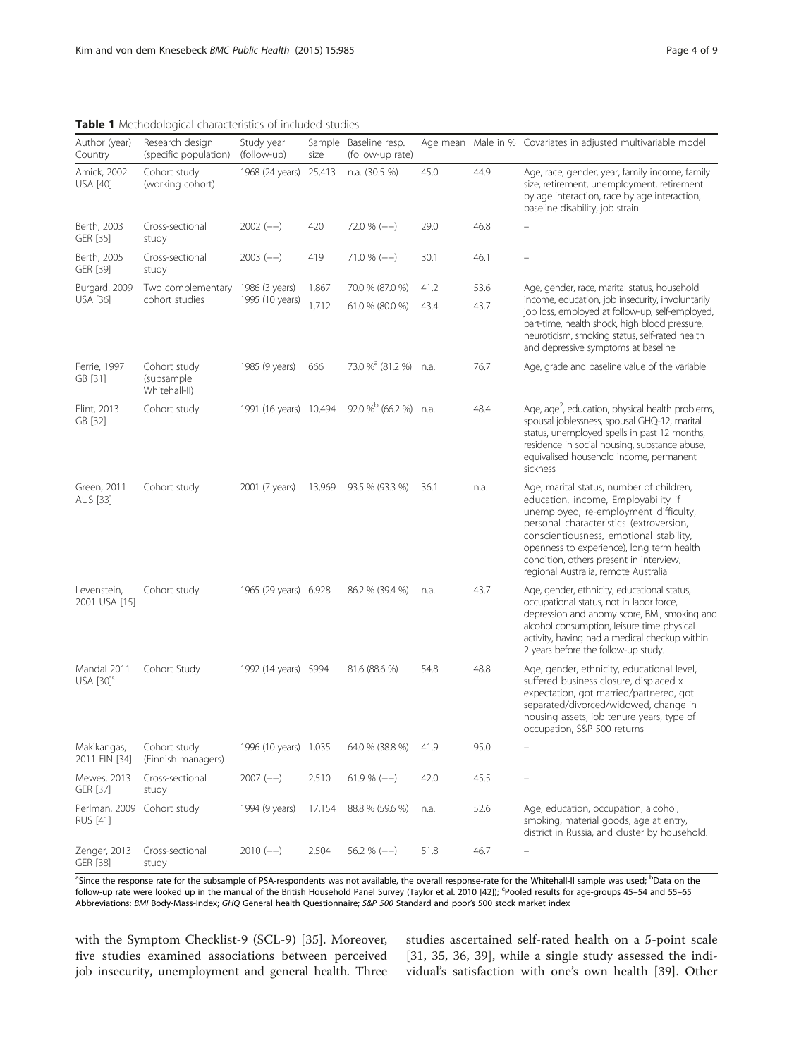**Table 1** Methodological characteristics of included studies

| Author (year) Country | Research design (specific population) | Study year (follow-up) | Sample size | Baseline resp. (follow-up rate) | Age mean | Male in % | Covariates in adjusted multivariable model |
|---|---|---|---|---|---|---|---|
| Amick, 2002 USA [40] | Cohort study (working cohort) | 1968 (24 years) | 25,413 | n.a. (30.5 %) | 45.0 | 44.9 | Age, race, gender, year, family income, family size, retirement, unemployment, retirement by age interaction, race by age interaction, baseline disability, job strain |
| Berth, 2003 GER [35] | Cross-sectional study | 2002 (−−) | 420 | 72.0 % (−−) | 29.0 | 46.8 | – |
| Berth, 2005 GER [39] | Cross-sectional study | 2003 (−−) | 419 | 71.0 % (−−) | 30.1 | 46.1 | – |
| Burgard, 2009 USA [36] | Two complementary cohort studies | 1986 (3 years) 1995 (10 years) | 1,867 1,712 | 70.0 % (87.0 %) 61.0 % (80.0 %) | 41.2 43.4 | 53.6 43.7 | Age, gender, race, marital status, household income, education, job insecurity, involuntarily job loss, employed at follow-up, self-employed, part-time, health shock, high blood pressure, neuroticism, smoking status, self-rated health and depressive symptoms at baseline |
| Ferrie, 1997 GB [31] | Cohort study (subsample Whitehall-II) | 1985 (9 years) | 666 | 73.0 %[a] (81.2 %) | n.a. | 76.7 | Age, grade and baseline value of the variable |
| Flint, 2013 GB [32] | Cohort study | 1991 (16 years) | 10,494 | 92.0 %[b] (66.2 %) | n.a. | 48.4 | Age, age$^2$, education, physical health problems, spousal joblessness, spousal GHQ-12, marital status, unemployed spells in past 12 months, residence in social housing, substance abuse, equivalised household income, permanent sickness |
| Green, 2011 AUS [33] | Cohort study | 2001 (7 years) | 13,969 | 93.5 % (93.3 %) | 36.1 | n.a. | Age, marital status, number of children, education, income, Employability if unemployed, re-employment difficulty, personal characteristics (extroversion, conscientiousness, emotional stability, openness to experience), long term health condition, others present in interview, regional Australia, remote Australia |
| Levenstein, 2001 USA [15] | Cohort study | 1965 (29 years) | 6,928 | 86.2 % (39.4 %) | n.a. | 43.7 | Age, gender, ethnicity, educational status, occupational status, not in labor force, depression and anomy score, BMI, smoking and alcohol consumption, leisure time physical activity, having had a medical checkup within 2 years before the follow-up study. |
| Mandal 2011 USA [30][c] | Cohort Study | 1992 (14 years) | 5994 | 81.6 (88.6 %) | 54.8 | 48.8 | Age, gender, ethnicity, educational level, suffered business closure, displaced x expectation, got married/partnered, got separated/divorced/widowed, change in housing assets, job tenure years, type of occupation, S&P 500 returns |
| Makikangas, 2011 FIN [34] | Cohort study (Finnish managers) | 1996 (10 years) | 1,035 | 64.0 % (38.8 %) | 41.9 | 95.0 | – |
| Mewes, 2013 GER [37] | Cross-sectional study | 2007 (−−) | 2,510 | 61.9 % (−−) | 42.0 | 45.5 | – |
| Perlman, 2009 RUS [41] | Cohort study | 1994 (9 years) | 17,154 | 88.8 % (59.6 %) | n.a. | 52.6 | Age, education, occupation, alcohol, smoking, material goods, age at entry, district in Russia, and cluster by household. |
| Zenger, 2013 GER [38] | Cross-sectional study | 2010 (−−) | 2,504 | 56.2 % (−−) | 51.8 | 46.7 | – |

[a]Since the response rate for the subsample of PSA-respondents was not available, the overall response-rate for the Whitehall-II sample was used; [b]Data on the follow-up rate were looked up in the manual of the British Household Panel Survey (Taylor et al. 2010 [42]); [c]Pooled results for age-groups 45–54 and 55–65
Abbreviations: *BMI* Body-Mass-Index; *GHQ* General health Questionnaire; *S&P 500* Standard and poor's 500 stock market index

with the Symptom Checklist-9 (SCL-9) [35]. Moreover, five studies examined associations between perceived job insecurity, unemployment and general health. Three studies ascertained self-rated health on a 5-point scale [31, 35, 36, 39], while a single study assessed the individual's satisfaction with one's own health [39]. Other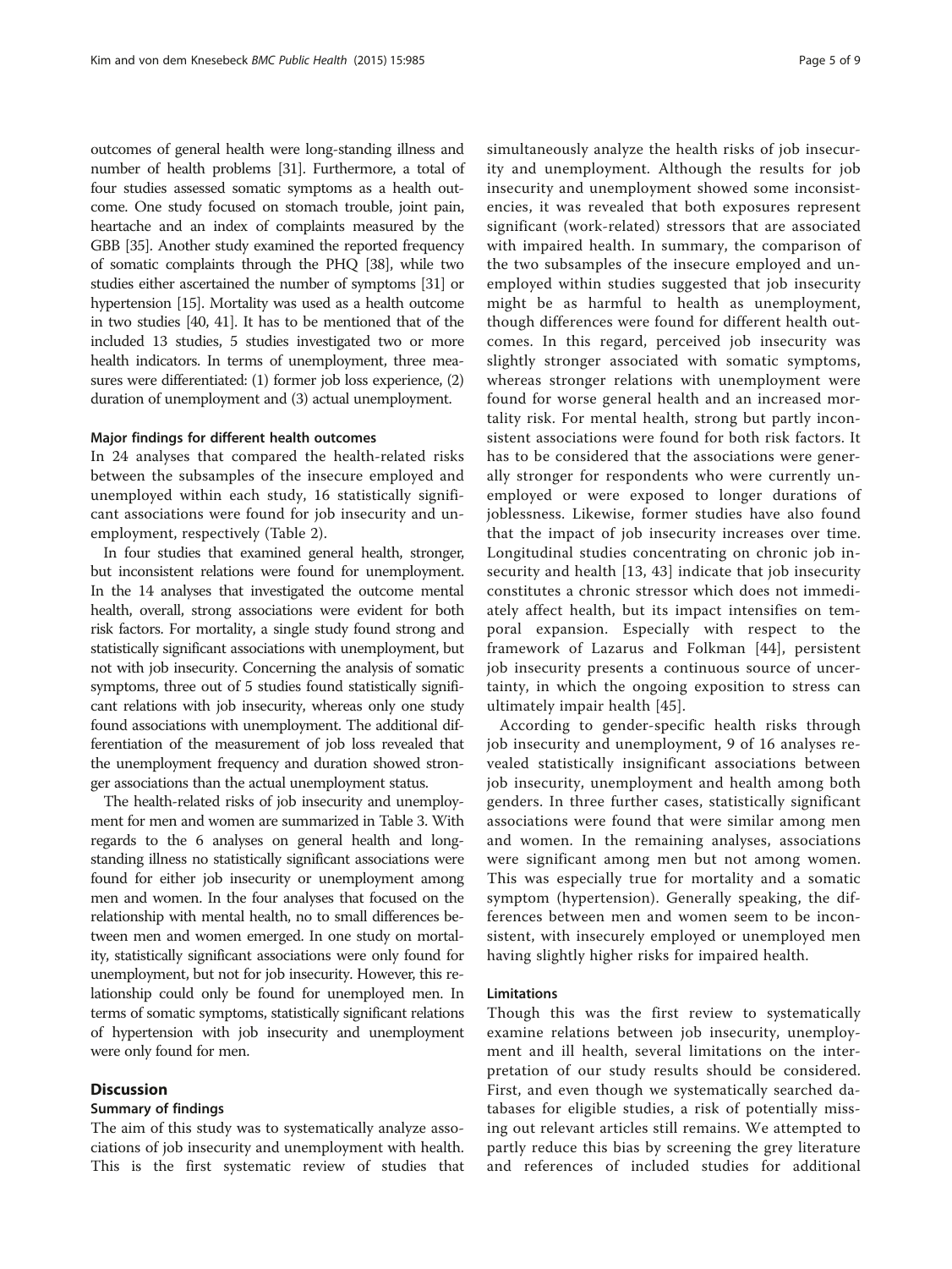outcomes of general health were long-standing illness and number of health problems [31]. Furthermore, a total of four studies assessed somatic symptoms as a health outcome. One study focused on stomach trouble, joint pain, heartache and an index of complaints measured by the GBB [35]. Another study examined the reported frequency of somatic complaints through the PHQ [38], while two studies either ascertained the number of symptoms [31] or hypertension [15]. Mortality was used as a health outcome in two studies [40, 41]. It has to be mentioned that of the included 13 studies, 5 studies investigated two or more health indicators. In terms of unemployment, three measures were differentiated: (1) former job loss experience, (2) duration of unemployment and (3) actual unemployment.

#### Major findings for different health outcomes

In 24 analyses that compared the health-related risks between the subsamples of the insecure employed and unemployed within each study, 16 statistically significant associations were found for job insecurity and unemployment, respectively (Table 2).

In four studies that examined general health, stronger, but inconsistent relations were found for unemployment. In the 14 analyses that investigated the outcome mental health, overall, strong associations were evident for both risk factors. For mortality, a single study found strong and statistically significant associations with unemployment, but not with job insecurity. Concerning the analysis of somatic symptoms, three out of 5 studies found statistically significant relations with job insecurity, whereas only one study found associations with unemployment. The additional differentiation of the measurement of job loss revealed that the unemployment frequency and duration showed stronger associations than the actual unemployment status.

The health-related risks of job insecurity and unemployment for men and women are summarized in Table 3. With regards to the 6 analyses on general health and long-standing illness no statistically significant associations were found for either job insecurity or unemployment among men and women. In the four analyses that focused on the relationship with mental health, no to small differences between men and women emerged. In one study on mortality, statistically significant associations were only found for unemployment, but not for job insecurity. However, this relationship could only be found for unemployed men. In terms of somatic symptoms, statistically significant relations of hypertension with job insecurity and unemployment were only found for men.

## Discussion

### Summary of findings

The aim of this study was to systematically analyze associations of job insecurity and unemployment with health. This is the first systematic review of studies that simultaneously analyze the health risks of job insecurity and unemployment. Although the results for job insecurity and unemployment showed some inconsistencies, it was revealed that both exposures represent significant (work-related) stressors that are associated with impaired health. In summary, the comparison of the two subsamples of the insecure employed and unemployed within studies suggested that job insecurity might be as harmful to health as unemployment, though differences were found for different health outcomes. In this regard, perceived job insecurity was slightly stronger associated with somatic symptoms, whereas stronger relations with unemployment were found for worse general health and an increased mortality risk. For mental health, strong but partly inconsistent associations were found for both risk factors. It has to be considered that the associations were generally stronger for respondents who were currently unemployed or were exposed to longer durations of joblessness. Likewise, former studies have also found that the impact of job insecurity increases over time. Longitudinal studies concentrating on chronic job insecurity and health [13, 43] indicate that job insecurity constitutes a chronic stressor which does not immediately affect health, but its impact intensifies on temporal expansion. Especially with respect to the framework of Lazarus and Folkman [44], persistent job insecurity presents a continuous source of uncertainty, in which the ongoing exposition to stress can ultimately impair health [45].

According to gender-specific health risks through job insecurity and unemployment, 9 of 16 analyses revealed statistically insignificant associations between job insecurity, unemployment and health among both genders. In three further cases, statistically significant associations were found that were similar among men and women. In the remaining analyses, associations were significant among men but not among women. This was especially true for mortality and a somatic symptom (hypertension). Generally speaking, the differences between men and women seem to be inconsistent, with insecurely employed or unemployed men having slightly higher risks for impaired health.

### Limitations

Though this was the first review to systematically examine relations between job insecurity, unemployment and ill health, several limitations on the interpretation of our study results should be considered. First, and even though we systematically searched databases for eligible studies, a risk of potentially missing out relevant articles still remains. We attempted to partly reduce this bias by screening the grey literature and references of included studies for additional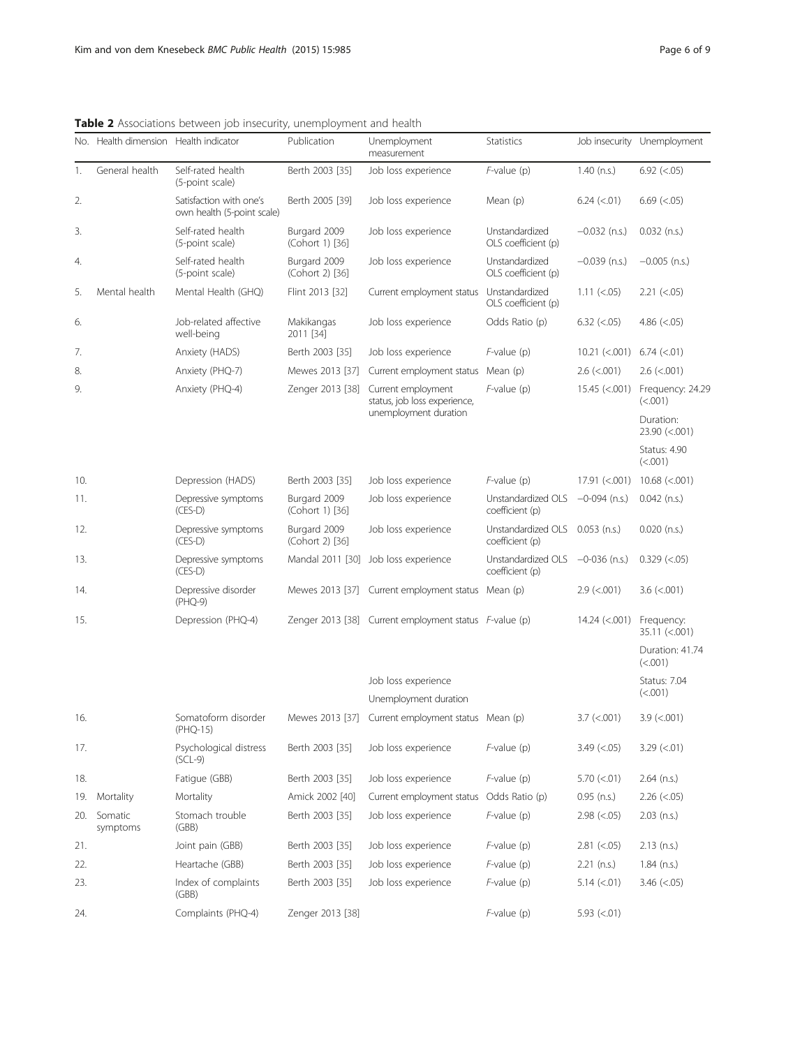**Table 2** Associations between job insecurity, unemployment and health

| No. | Health dimension | Health indicator | Publication | Unemployment measurement | Statistics | Job insecurity | Unemployment |
|---|---|---|---|---|---|---|---|
| 1. | General health | Self-rated health (5-point scale) | Berth 2003 [35] | Job loss experience | *F*-value (p) | 1.40 (n.s.) | 6.92 (<.05) |
| 2. | | Satisfaction with one's own health (5-point scale) | Berth 2005 [39] | Job loss experience | Mean (p) | 6.24 (<.01) | 6.69 (<.05) |
| 3. | | Self-rated health (5-point scale) | Burgard 2009 (Cohort 1) [36] | Job loss experience | Unstandardized OLS coefficient (p) | −0.032 (n.s.) | 0.032 (n.s.) |
| 4. | | Self-rated health (5-point scale) | Burgard 2009 (Cohort 2) [36] | Job loss experience | Unstandardized OLS coefficient (p) | −0.039 (n.s.) | −0.005 (n.s.) |
| 5. | Mental health | Mental Health (GHQ) | Flint 2013 [32] | Current employment status | Unstandardized OLS coefficient (p) | 1.11 (<.05) | 2.21 (<.05) |
| 6. | | Job-related affective well-being | Makikangas 2011 [34] | Job loss experience | Odds Ratio (p) | 6.32 (<.05) | 4.86 (<.05) |
| 7. | | Anxiety (HADS) | Berth 2003 [35] | Job loss experience | *F*-value (p) | 10.21 (<.001) | 6.74 (<.01) |
| 8. | | Anxiety (PHQ-7) | Mewes 2013 [37] | Current employment status | Mean (p) | 2.6 (<.001) | 2.6 (<.001) |
| 9. | | Anxiety (PHQ-4) | Zenger 2013 [38] | Current employment status, job loss experience, unemployment duration | *F*-value (p) | 15.45 (<.001) | Frequency: 24.29 (<.001) |
| | | | | | | | Duration: 23.90 (<.001) |
| | | | | | | | Status: 4.90 (<.001) |
| 10. | | Depression (HADS) | Berth 2003 [35] | Job loss experience | *F*-value (p) | 17.91 (<.001) | 10.68 (<.001) |
| 11. | | Depressive symptoms (CES-D) | Burgard 2009 (Cohort 1) [36] | Job loss experience | Unstandardized OLS coefficient (p) | −0-094 (n.s.) | 0.042 (n.s.) |
| 12. | | Depressive symptoms (CES-D) | Burgard 2009 (Cohort 2) [36] | Job loss experience | Unstandardized OLS coefficient (p) | 0.053 (n.s.) | 0.020 (n.s.) |
| 13. | | Depressive symptoms (CES-D) | Mandal 2011 [30] | Job loss experience | Unstandardized OLS coefficient (p) | −0-036 (n.s.) | 0.329 (<.05) |
| 14. | | Depressive disorder (PHQ-9) | Mewes 2013 [37] | Current employment status | Mean (p) | 2.9 (<.001) | 3.6 (<.001) |
| 15. | | Depression (PHQ-4) | Zenger 2013 [38] | Current employment status | *F*-value (p) | 14.24 (<.001) | Frequency: 35.11 (<.001) |
| | | | | | | | Duration: 41.74 (<.001) |
| | | | | Job loss experience | | | Status: 7.04 (<.001) |
| | | | | Unemployment duration | | | |
| 16. | | Somatoform disorder (PHQ-15) | Mewes 2013 [37] | Current employment status | Mean (p) | 3.7 (<.001) | 3.9 (<.001) |
| 17. | | Psychological distress (SCL-9) | Berth 2003 [35] | Job loss experience | *F*-value (p) | 3.49 (<.05) | 3.29 (<.01) |
| 18. | | Fatigue (GBB) | Berth 2003 [35] | Job loss experience | *F*-value (p) | 5.70 (<.01) | 2.64 (n.s.) |
| 19. | Mortality | Mortality | Amick 2002 [40] | Current employment status | Odds Ratio (p) | 0.95 (n.s.) | 2.26 (<.05) |
| 20. | Somatic symptoms | Stomach trouble (GBB) | Berth 2003 [35] | Job loss experience | *F*-value (p) | 2.98 (<.05) | 2.03 (n.s.) |
| 21. | | Joint pain (GBB) | Berth 2003 [35] | Job loss experience | *F*-value (p) | 2.81 (<.05) | 2.13 (n.s.) |
| 22. | | Heartache (GBB) | Berth 2003 [35] | Job loss experience | *F*-value (p) | 2.21 (n.s.) | 1.84 (n.s.) |
| 23. | | Index of complaints (GBB) | Berth 2003 [35] | Job loss experience | *F*-value (p) | 5.14 (<.01) | 3.46 (<.05) |
| 24. | | Complaints (PHQ-4) | Zenger 2013 [38] | | *F*-value (p) | 5.93 (<.01) | |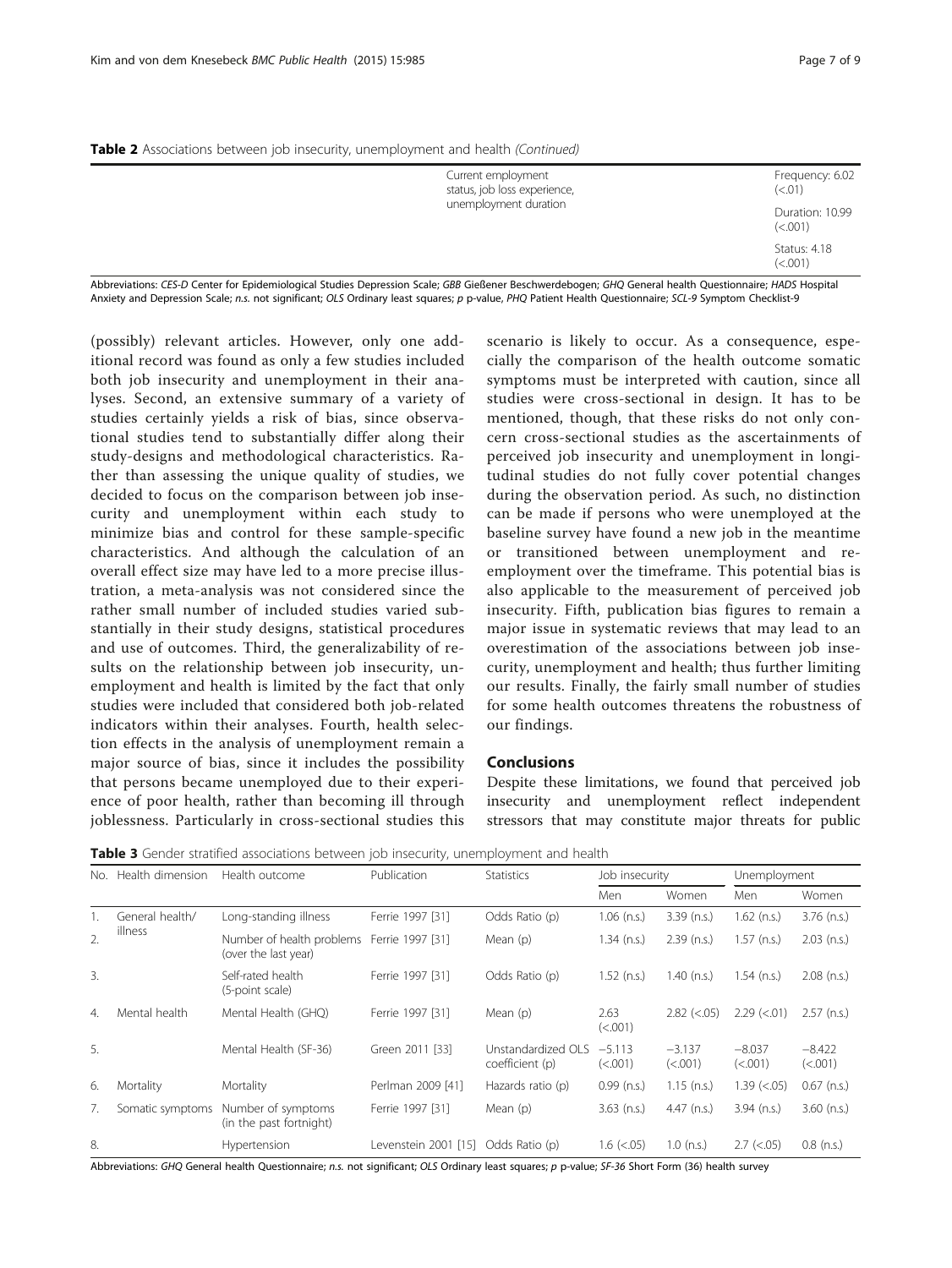**Table 2** Associations between job insecurity, unemployment and health *(Continued)*

| | | |
|---|---|---|
| | Current employment status, job loss experience, unemployment duration | Frequency: 6.02 (<.01) |
| | | Duration: 10.99 (<.001) |
| | | Status: 4.18 (<.001) |

Abbreviations: *CES-D* Center for Epidemiological Studies Depression Scale; *GBB* Gießener Beschwerdebogen; *GHQ* General health Questionnaire; *HADS* Hospital Anxiety and Depression Scale; *n.s.* not significant; *OLS* Ordinary least squares; *p* p-value, *PHQ* Patient Health Questionnaire; *SCL-9* Symptom Checklist-9

(possibly) relevant articles. However, only one additional record was found as only a few studies included both job insecurity and unemployment in their analyses. Second, an extensive summary of a variety of studies certainly yields a risk of bias, since observational studies tend to substantially differ along their study-designs and methodological characteristics. Rather than assessing the unique quality of studies, we decided to focus on the comparison between job insecurity and unemployment within each study to minimize bias and control for these sample-specific characteristics. And although the calculation of an overall effect size may have led to a more precise illustration, a meta-analysis was not considered since the rather small number of included studies varied substantially in their study designs, statistical procedures and use of outcomes. Third, the generalizability of results on the relationship between job insecurity, unemployment and health is limited by the fact that only studies were included that considered both job-related indicators within their analyses. Fourth, health selection effects in the analysis of unemployment remain a major source of bias, since it includes the possibility that persons became unemployed due to their experience of poor health, rather than becoming ill through joblessness. Particularly in cross-sectional studies this scenario is likely to occur. As a consequence, especially the comparison of the health outcome somatic symptoms must be interpreted with caution, since all studies were cross-sectional in design. It has to be mentioned, though, that these risks do not only concern cross-sectional studies as the ascertainments of perceived job insecurity and unemployment in longitudinal studies do not fully cover potential changes during the observation period. As such, no distinction can be made if persons who were unemployed at the baseline survey have found a new job in the meantime or transitioned between unemployment and reemployment over the timeframe. This potential bias is also applicable to the measurement of perceived job insecurity. Fifth, publication bias figures to remain a major issue in systematic reviews that may lead to an overestimation of the associations between job insecurity, unemployment and health; thus further limiting our results. Finally, the fairly small number of studies for some health outcomes threatens the robustness of our findings.

## Conclusions

Despite these limitations, we found that perceived job insecurity and unemployment reflect independent stressors that may constitute major threats for public

**Table 3** Gender stratified associations between job insecurity, unemployment and health

| No. | Health dimension | Health outcome | Publication | Statistics | Job insecurity | | Unemployment | |
|---|---|---|---|---|---|---|---|---|
| | | | | | Men | Women | Men | Women |
| 1. | General health/ illness | Long-standing illness | Ferrie 1997 [31] | Odds Ratio (p) | 1.06 (n.s.) | 3.39 (n.s.) | 1.62 (n.s.) | 3.76 (n.s.) |
| 2. | | Number of health problems (over the last year) | Ferrie 1997 [31] | Mean (p) | 1.34 (n.s.) | 2.39 (n.s.) | 1.57 (n.s.) | 2.03 (n.s.) |
| 3. | | Self-rated health (5-point scale) | Ferrie 1997 [31] | Odds Ratio (p) | 1.52 (n.s.) | 1.40 (n.s.) | 1.54 (n.s.) | 2.08 (n.s.) |
| 4. | Mental health | Mental Health (GHQ) | Ferrie 1997 [31] | Mean (p) | 2.63 (<.001) | 2.82 (<.05) | 2.29 (<.01) | 2.57 (n.s.) |
| 5. | | Mental Health (SF-36) | Green 2011 [33] | Unstandardized OLS coefficient (p) | −5.113 (<.001) | −3.137 (<.001) | −8.037 (<.001) | −8.422 (<.001) |
| 6. | Mortality | Mortality | Perlman 2009 [41] | Hazards ratio (p) | 0.99 (n.s.) | 1.15 (n.s.) | 1.39 (<.05) | 0.67 (n.s.) |
| 7. | Somatic symptoms | Number of symptoms (in the past fortnight) | Ferrie 1997 [31] | Mean (p) | 3.63 (n.s.) | 4.47 (n.s.) | 3.94 (n.s.) | 3.60 (n.s.) |
| 8. | | Hypertension | Levenstein 2001 [15] | Odds Ratio (p) | 1.6 (<.05) | 1.0 (n.s.) | 2.7 (<.05) | 0.8 (n.s.) |

Abbreviations: *GHQ* General health Questionnaire; *n.s.* not significant; *OLS* Ordinary least squares; *p* p-value; *SF-36* Short Form (36) health survey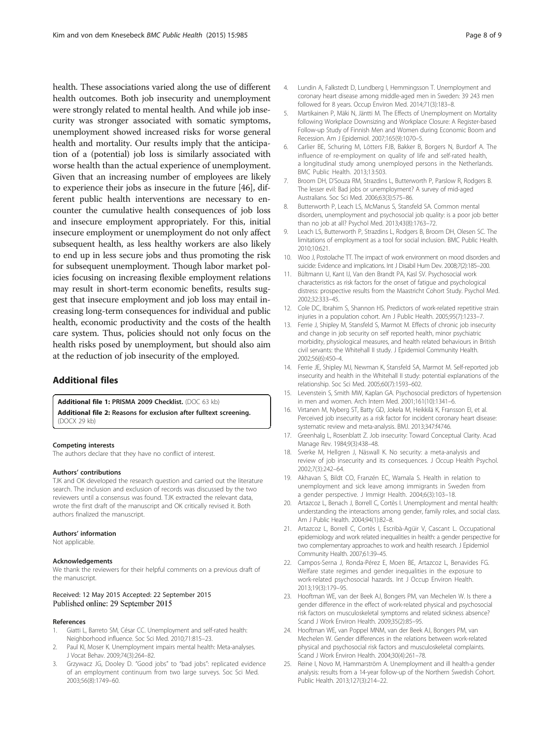health. These associations varied along the use of different health outcomes. Both job insecurity and unemployment were strongly related to mental health. And while job insecurity was stronger associated with somatic symptoms, unemployment showed increased risks for worse general health and mortality. Our results imply that the anticipation of a (potential) job loss is similarly associated with worse health than the actual experience of unemployment. Given that an increasing number of employees are likely to experience their jobs as insecure in the future [46], different public health interventions are necessary to encounter the cumulative health consequences of job loss and insecure employment appropriately. For this, initial insecure employment or unemployment do not only affect subsequent health, as less healthy workers are also likely to end up in less secure jobs and thus promoting the risk for subsequent unemployment. Though labor market policies focusing on increasing flexible employment relations may result in short-term economic benefits, results suggest that insecure employment and job loss may entail increasing long-term consequences for individual and public health, economic productivity and the costs of the health care system. Thus, policies should not only focus on the health risks posed by unemployment, but should also aim at the reduction of job insecurity of the employed.

## Additional files

**Additional file 1: PRISMA 2009 Checklist.** (DOC 63 kb)
**Additional file 2: Reasons for exclusion after fulltext screening.** (DOCX 29 kb)

#### Competing interests
The authors declare that they have no conflict of interest.

#### Authors' contributions
TJK and OK developed the research question and carried out the literature search. The inclusion and exclusion of records was discussed by the two reviewers until a consensus was found. TJK extracted the relevant data, wrote the first draft of the manuscript and OK critically revised it. Both authors finalized the manuscript.

#### Authors' information
Not applicable.

#### Acknowledgements
We thank the reviewers for their helpful comments on a previous draft of the manuscript.

Received: 12 May 2015 Accepted: 22 September 2015
Published online: 29 September 2015

#### References
1. Giatti L, Barreto SM, César CC. Unemployment and self-rated health: Neighborhood influence. Soc Sci Med. 2010;71:815–23.
2. Paul KI, Moser K. Unemployment impairs mental health: Meta-analyses. J Vocat Behav. 2009;74(3):264–82.
3. Grzywacz JG, Dooley D. "Good jobs" to "bad jobs": replicated evidence of an employment continuum from two large surveys. Soc Sci Med. 2003;56(8):1749–60.
4. Lundin A, Falkstedt D, Lundberg I, Hemmingsson T. Unemployment and coronary heart disease among middle-aged men in Sweden: 39 243 men followed for 8 years. Occup Environ Med. 2014;71(3):183–8.
5. Martikainen P, Mäki N, Jäntti M. The Effects of Unemployment on Mortality following Workplace Downsizing and Workplace Closure: A Register-based Follow-up Study of Finnish Men and Women during Economic Boom and Recession. Am J Epidemiol. 2007;165(9):1070–5.
6. Carlier BE, Schuring M, Lötters FJB, Bakker B, Borgers N, Burdorf A. The influence of re-employment on quality of life and self-rated health, a longitudinal study among unemployed persons in the Netherlands. BMC Public Health. 2013;13:503.
7. Broom DH, D'Souza RM, Strazdins L, Butterworth P, Parslow R, Rodgers B. The lesser evil: Bad jobs or unemployment? A survey of mid-aged Australians. Soc Sci Med. 2006;63(3):575–86.
8. Butterworth P, Leach LS, McManus S, Stansfeld SA. Common mental disorders, unemployment and psychosocial job quality: is a poor job better than no job at all? Psychol Med. 2013;43(8):1763–72.
9. Leach LS, Butterworth P, Strazdins L, Rodgers B, Broom DH, Olesen SC. The limitations of employment as a tool for social inclusion. BMC Public Health. 2010;10:621.
10. Woo J, Postolache TT. The impact of work environment on mood disorders and suicide: Evidence and implications. Int J Disabil Hum Dev. 2008;7(2):185–200.
11. Bültmann U, Kant IJ, Van den Brandt PA, Kasl SV. Psychosocial work characteristics as risk factors for the onset of fatigue and psychological distress: prospective results from the Maastricht Cohort Study. Psychol Med. 2002;32:333–45.
12. Cole DC, Ibrahim S, Shannon HS. Predictors of work-related repetitive strain injuries in a population cohort. Am J Public Health. 2005;95(7):1233–7.
13. Ferrie J, Shipley M, Stansfeld S, Marmot M. Effects of chronic job insecurity and change in job security on self reported health, minor psychiatric morbidity, physiological measures, and health related behaviours in British civil servants: the Whitehall II study. J Epidemiol Community Health. 2002;56(6):450–4.
14. Ferrie JE, Shipley MJ, Newman K, Stansfeld SA, Marmot M. Self-reported job insecurity and health in the Whitehall II study: potential explanations of the relationship. Soc Sci Med. 2005;60(7):1593–602.
15. Levenstein S, Smith MW, Kaplan GA. Psychosocial predictors of hypertension in men and women. Arch Intern Med. 2001;161(10):1341–6.
16. Virtanen M, Nyberg ST, Batty GD, Jokela M, Heikkilä K, Fransson EI, et al. Perceived job insecurity as a risk factor for incident coronary heart disease: systematic review and meta-analysis. BMJ. 2013;347:f4746.
17. Greenhalg L, Rosenblatt Z. Job insecurity: Toward Conceptual Clarity. Acad Manage Rev. 1984;9(3):438–48.
18. Sverke M, Hellgren J, Näswall K. No security: a meta-analysis and review of job insecurity and its consequences. J Occup Health Psychol. 2002;7(3):242–64.
19. Akhavan S, Bildt CO, Franzén EC, Wamala S. Health in relation to unemployment and sick leave among immigrants in Sweden from a gender perspective. J Immigr Health. 2004;6(3):103–18.
20. Artazcoz L, Benach J, Borrell C, Cortès I. Unemployment and mental health: understanding the interactions among gender, family roles, and social class. Am J Public Health. 2004;94(1):82–8.
21. Artazcoz L, Borrell C, Cortès I, Escribà-Agüir V, Cascant L. Occupational epidemiology and work related inequalities in health: a gender perspective for two complementary approaches to work and health research. J Epidemiol Community Health. 2007;61:39–45.
22. Campos-Serna J, Ronda-Pérez E, Moen BE, Artazcoz L, Benavides FG. Welfare state regimes and gender inequalities in the exposure to work-related psychosocial hazards. Int J Occup Environ Health. 2013;19(3):179–95.
23. Hooftman WE, van der Beek AJ, Bongers PM, van Mechelen W. Is there a gender difference in the effect of work-related physical and psychosocial risk factors on musculoskeletal symptoms and related sickness absence? Scand J Work Environ Health. 2009;35(2):85–95.
24. Hooftman WE, van Poppel MNM, van der Beek AJ, Bongers PM, van Mechelen W. Gender differences in the relations between work-related physical and psychosocial risk factors and musculoskeletal complaints. Scand J Work Environ Health. 2004;30(4):261–78.
25. Reine I, Novo M, Hammarström A. Unemployment and ill health-a gender analysis: results from a 14-year follow-up of the Northern Swedish Cohort. Public Health. 2013;127(3):214–22.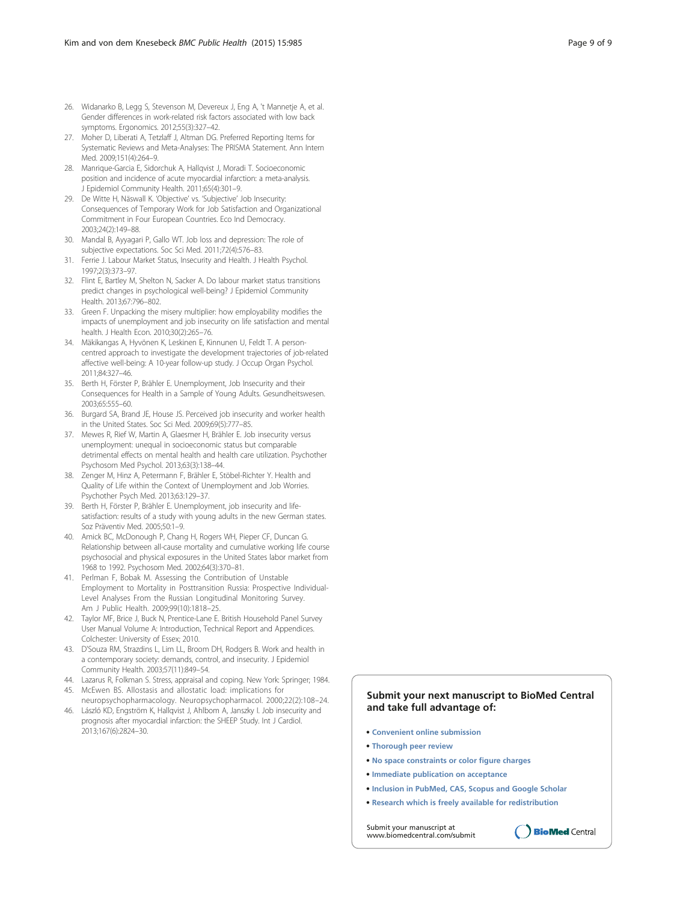26. Widanarko B, Legg S, Stevenson M, Devereux J, Eng A, 't Mannetje A, et al. Gender differences in work-related risk factors associated with low back symptoms. Ergonomics. 2012;55(3):327–42.
27. Moher D, Liberati A, Tetzlaff J, Altman DG. Preferred Reporting Items for Systematic Reviews and Meta-Analyses: The PRISMA Statement. Ann Intern Med. 2009;151(4):264–9.
28. Manrique-Garcia E, Sidorchuk A, Hallqvist J, Moradi T. Socioeconomic position and incidence of acute myocardial infarction: a meta-analysis. J Epidemiol Community Health. 2011;65(4):301–9.
29. De Witte H, Näswall K. 'Objective' vs. 'Subjective' Job Insecurity: Consequences of Temporary Work for Job Satisfaction and Organizational Commitment in Four European Countries. Eco Ind Democracy. 2003;24(2):149–88.
30. Mandal B, Ayyagari P, Gallo WT. Job loss and depression: The role of subjective expectations. Soc Sci Med. 2011;72(4):576–83.
31. Ferrie J. Labour Market Status, Insecurity and Health. J Health Psychol. 1997;2(3):373–97.
32. Flint E, Bartley M, Shelton N, Sacker A. Do labour market status transitions predict changes in psychological well-being? J Epidemiol Community Health. 2013;67:796–802.
33. Green F. Unpacking the misery multiplier: how employability modifies the impacts of unemployment and job insecurity on life satisfaction and mental health. J Health Econ. 2010;30(2):265–76.
34. Mäkikangas A, Hyvönen K, Leskinen E, Kinnunen U, Feldt T. A person-centred approach to investigate the development trajectories of job-related affective well-being: A 10-year follow-up study. J Occup Organ Psychol. 2011;84:327–46.
35. Berth H, Förster P, Brähler E. Unemployment, Job Insecurity and their Consequences for Health in a Sample of Young Adults. Gesundheitswesen. 2003;65:555–60.
36. Burgard SA, Brand JE, House JS. Perceived job insecurity and worker health in the United States. Soc Sci Med. 2009;69(5):777–85.
37. Mewes R, Rief W, Martin A, Glaesmer H, Brähler E. Job insecurity versus unemployment: unequal in socioeconomic status but comparable detrimental effects on mental health and health care utilization. Psychother Psychosom Med Psychol. 2013;63(3):138–44.
38. Zenger M, Hinz A, Petermann F, Brähler E, Stöbel-Richter Y. Health and Quality of Life within the Context of Unemployment and Job Worries. Psychother Psych Med. 2013;63:129–37.
39. Berth H, Förster P, Brähler E. Unemployment, job insecurity and life-satisfaction: results of a study with young adults in the new German states. Soz Präventiv Med. 2005;50:1–9.
40. Amick BC, McDonough P, Chang H, Rogers WH, Pieper CF, Duncan G. Relationship between all-cause mortality and cumulative working life course psychosocial and physical exposures in the United States labor market from 1968 to 1992. Psychosom Med. 2002;64(3):370–81.
41. Perlman F, Bobak M. Assessing the Contribution of Unstable Employment to Mortality in Posttransition Russia: Prospective Individual-Level Analyses From the Russian Longitudinal Monitoring Survey. Am J Public Health. 2009;99(10):1818–25.
42. Taylor MF, Brice J, Buck N, Prentice-Lane E. British Household Panel Survey User Manual Volume A: Introduction, Technical Report and Appendices. Colchester: University of Essex; 2010.
43. D'Souza RM, Strazdins L, Lim LL, Broom DH, Rodgers B. Work and health in a contemporary society: demands, control, and insecurity. J Epidemiol Community Health. 2003;57(11):849–54.
44. Lazarus R, Folkman S. Stress, appraisal and coping. New York: Springer; 1984.
45. McEwen BS. Allostasis and allostatic load: implications for neuropsychopharmacology. Neuropsychopharmacol. 2000;22(2):108–24.
46. László KD, Engström K, Hallqvist J, Ahlbom A, Janszky I. Job insecurity and prognosis after myocardial infarction: the SHEEP Study. Int J Cardiol. 2013;167(6):2824–30.

**Submit your next manuscript to BioMed Central and take full advantage of:**

- **Convenient online submission**
- **Thorough peer review**
- **No space constraints or color figure charges**
- **Immediate publication on acceptance**
- **Inclusion in PubMed, CAS, Scopus and Google Scholar**
- **Research which is freely available for redistribution**

Submit your manuscript at
www.biomedcentral.com/submit

BioMed Central